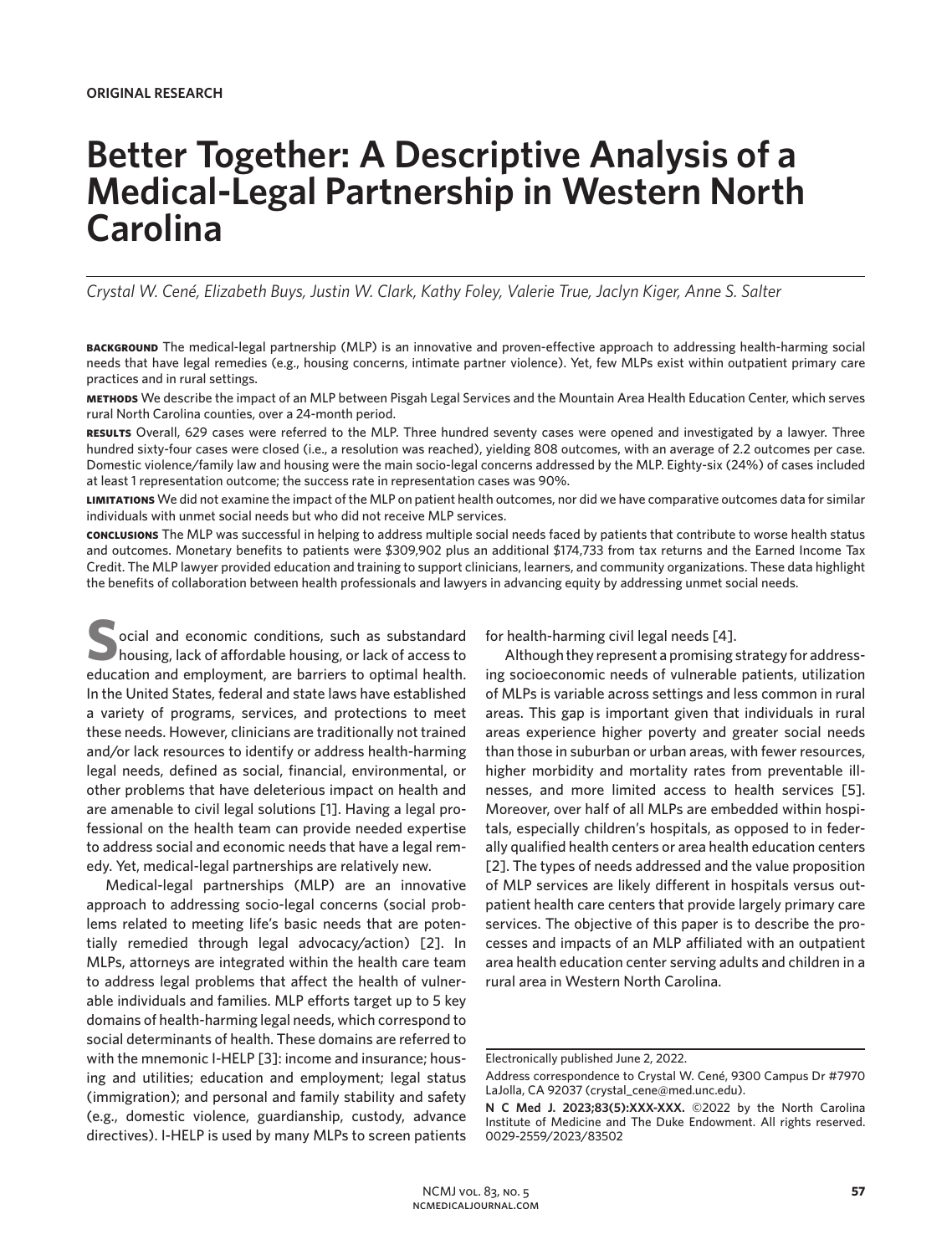ORIGINAL RESEARCH

# Better Together: A Descriptive Analysis of a Medical-Legal Partnership in Western North Carolina

*Crystal W. Cené, Elizabeth Buys, Justin W. Clark, Kathy Foley, Valerie True, Jaclyn Kiger, Anne S. Salter*

**BACKGROUND** The medical-legal partnership (MLP) is an innovative and proven-effective approach to addressing health-harming social needs that have legal remedies (e.g., housing concerns, intimate partner violence). Yet, few MLPs exist within outpatient primary care practices and in rural settings.

**METHODS** We describe the impact of an MLP between Pisgah Legal Services and the Mountain Area Health Education Center, which serves rural North Carolina counties, over a 24-month period.

**RESULTS** Overall, 629 cases were referred to the MLP. Three hundred seventy cases were opened and investigated by a lawyer. Three hundred sixty-four cases were closed (i.e., a resolution was reached), yielding 808 outcomes, with an average of 2.2 outcomes per case. Domestic violence/family law and housing were the main socio-legal concerns addressed by the MLP. Eighty-six (24%) of cases included at least 1 representation outcome; the success rate in representation cases was 90%.

**LIMITATIONS** We did not examine the impact of the MLP on patient health outcomes, nor did we have comparative outcomes data for similar individuals with unmet social needs but who did not receive MLP services.

**CONCLUSIONS** The MLP was successful in helping to address multiple social needs faced by patients that contribute to worse health status and outcomes. Monetary benefits to patients were $309,902 plus an additional $174,733 from tax returns and the Earned Income Tax Credit. The MLP lawyer provided education and training to support clinicians, learners, and community organizations. These data highlight the benefits of collaboration between health professionals and lawyers in advancing equity by addressing unmet social needs.

Social and economic conditions, such as substandard housing, lack of affordable housing, or lack of access to education and employment, are barriers to optimal health. In the United States, federal and state laws have established a variety of programs, services, and protections to meet these needs. However, clinicians are traditionally not trained and/or lack resources to identify or address health-harming legal needs, defined as social, financial, environmental, or other problems that have deleterious impact on health and are amenable to civil legal solutions [1]. Having a legal professional on the health team can provide needed expertise to address social and economic needs that have a legal remedy. Yet, medical-legal partnerships are relatively new.

Medical-legal partnerships (MLP) are an innovative approach to addressing socio-legal concerns (social problems related to meeting life's basic needs that are potentially remedied through legal advocacy/action) [2]. In MLPs, attorneys are integrated within the health care team to address legal problems that affect the health of vulnerable individuals and families. MLP efforts target up to 5 key domains of health-harming legal needs, which correspond to social determinants of health. These domains are referred to with the mnemonic I-HELP [3]: income and insurance; housing and utilities; education and employment; legal status (immigration); and personal and family stability and safety (e.g., domestic violence, guardianship, custody, advance directives). I-HELP is used by many MLPs to screen patients for health-harming civil legal needs [4].

Although they represent a promising strategy for addressing socioeconomic needs of vulnerable patients, utilization of MLPs is variable across settings and less common in rural areas. This gap is important given that individuals in rural areas experience higher poverty and greater social needs than those in suburban or urban areas, with fewer resources, higher morbidity and mortality rates from preventable illnesses, and more limited access to health services [5]. Moreover, over half of all MLPs are embedded within hospitals, especially children's hospitals, as opposed to in federally qualified health centers or area health education centers [2]. The types of needs addressed and the value proposition of MLP services are likely different in hospitals versus outpatient health care centers that provide largely primary care services. The objective of this paper is to describe the processes and impacts of an MLP affiliated with an outpatient area health education center serving adults and children in a rural area in Western North Carolina.

Electronically published June 2, 2022.

Address correspondence to Crystal W. Cené, 9300 Campus Dr #7970 LaJolla, CA 92037 (crystal_cene@med.unc.edu).

**N C Med J. 2023;83(5):XXX-XXX.** ©2022 by the North Carolina Institute of Medicine and The Duke Endowment. All rights reserved. 0029-2559/2023/83502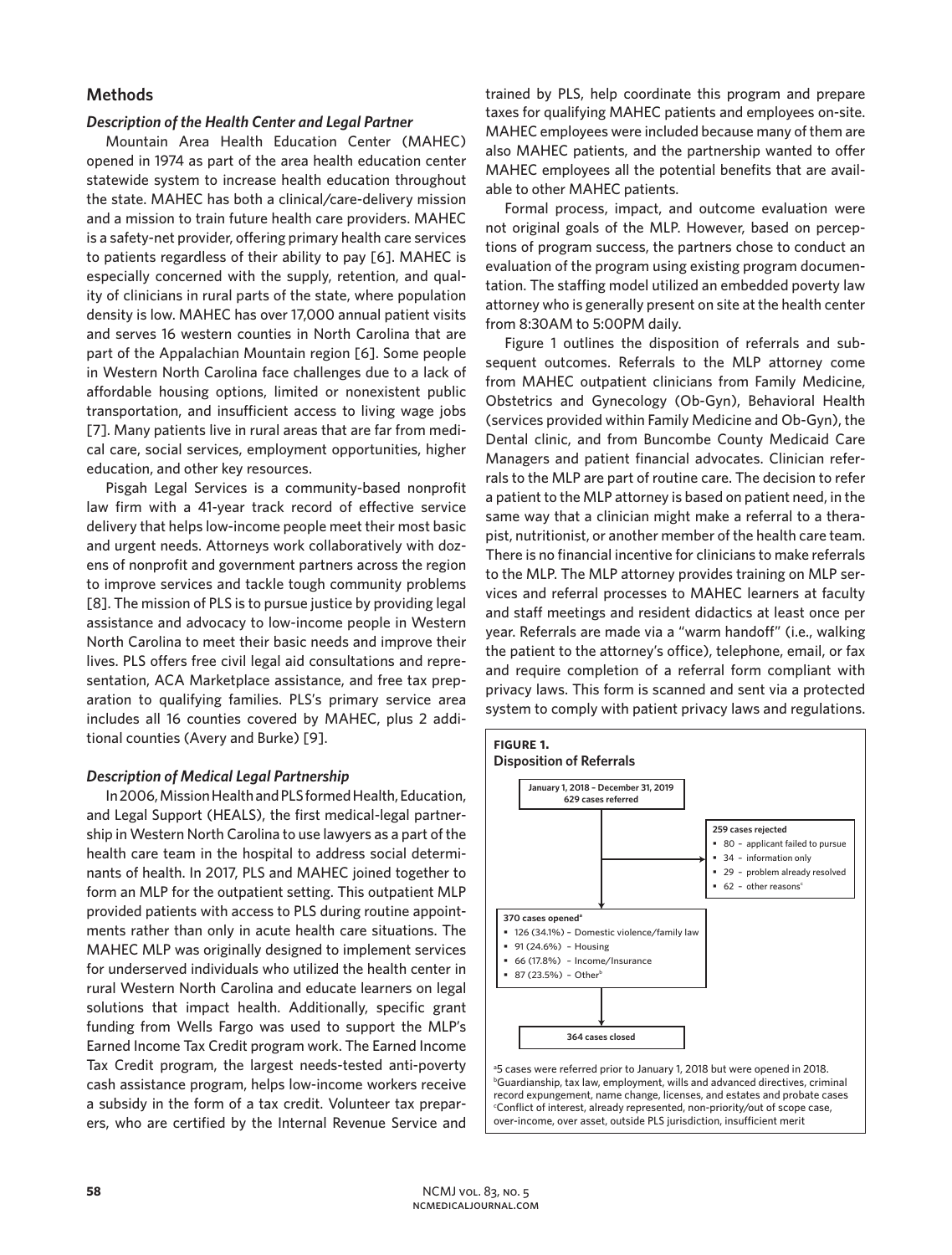## Methods

### *Description of the Health Center and Legal Partner*

Mountain Area Health Education Center (MAHEC) opened in 1974 as part of the area health education center statewide system to increase health education throughout the state. MAHEC has both a clinical/care-delivery mission and a mission to train future health care providers. MAHEC is a safety-net provider, offering primary health care services to patients regardless of their ability to pay [6]. MAHEC is especially concerned with the supply, retention, and quality of clinicians in rural parts of the state, where population density is low. MAHEC has over 17,000 annual patient visits and serves 16 western counties in North Carolina that are part of the Appalachian Mountain region [6]. Some people in Western North Carolina face challenges due to a lack of affordable housing options, limited or nonexistent public transportation, and insufficient access to living wage jobs [7]. Many patients live in rural areas that are far from medical care, social services, employment opportunities, higher education, and other key resources.

Pisgah Legal Services is a community-based nonprofit law firm with a 41-year track record of effective service delivery that helps low-income people meet their most basic and urgent needs. Attorneys work collaboratively with dozens of nonprofit and government partners across the region to improve services and tackle tough community problems [8]. The mission of PLS is to pursue justice by providing legal assistance and advocacy to low-income people in Western North Carolina to meet their basic needs and improve their lives. PLS offers free civil legal aid consultations and representation, ACA Marketplace assistance, and free tax preparation to qualifying families. PLS's primary service area includes all 16 counties covered by MAHEC, plus 2 additional counties (Avery and Burke) [9].

### *Description of Medical Legal Partnership*

In 2006, Mission Health and PLS formed Health, Education, and Legal Support (HEALS), the first medical-legal partnership in Western North Carolina to use lawyers as a part of the health care team in the hospital to address social determinants of health. In 2017, PLS and MAHEC joined together to form an MLP for the outpatient setting. This outpatient MLP provided patients with access to PLS during routine appointments rather than only in acute health care situations. The MAHEC MLP was originally designed to implement services for underserved individuals who utilized the health center in rural Western North Carolina and educate learners on legal solutions that impact health. Additionally, specific grant funding from Wells Fargo was used to support the MLP's Earned Income Tax Credit program work. The Earned Income Tax Credit program, the largest needs-tested anti-poverty cash assistance program, helps low-income workers receive a subsidy in the form of a tax credit. Volunteer tax preparers, who are certified by the Internal Revenue Service and trained by PLS, help coordinate this program and prepare taxes for qualifying MAHEC patients and employees on-site. MAHEC employees were included because many of them are also MAHEC patients, and the partnership wanted to offer MAHEC employees all the potential benefits that are available to other MAHEC patients.

Formal process, impact, and outcome evaluation were not original goals of the MLP. However, based on perceptions of program success, the partners chose to conduct an evaluation of the program using existing program documentation. The staffing model utilized an embedded poverty law attorney who is generally present on site at the health center from 8:30AM to 5:00PM daily.

Figure 1 outlines the disposition of referrals and subsequent outcomes. Referrals to the MLP attorney come from MAHEC outpatient clinicians from Family Medicine, Obstetrics and Gynecology (Ob-Gyn), Behavioral Health (services provided within Family Medicine and Ob-Gyn), the Dental clinic, and from Buncombe County Medicaid Care Managers and patient financial advocates. Clinician referrals to the MLP are part of routine care. The decision to refer a patient to the MLP attorney is based on patient need, in the same way that a clinician might make a referral to a therapist, nutritionist, or another member of the health care team. There is no financial incentive for clinicians to make referrals to the MLP. The MLP attorney provides training on MLP services and referral processes to MAHEC learners at faculty and staff meetings and resident didactics at least once per year. Referrals are made via a "warm handoff" (i.e., walking the patient to the attorney's office), telephone, email, or fax and require completion of a referral form compliant with privacy laws. This form is scanned and sent via a protected system to comply with patient privacy laws and regulations.

**FIGURE 1.**
**Disposition of Referrals**

**January 1, 2018 – December 31, 2019**
**629 cases referred**

**259 cases rejected**
- 80 – applicant failed to pursue
- 34 – information only
- 29 – problem already resolved
- 62 – other reasons[c]

**370 cases opened[a]**
- 126 (34.1%) – Domestic violence/family law
- 91 (24.6%) – Housing
- 66 (17.8%) – Income/Insurance
- 87 (23.5%) – Other[b]

**364 cases closed**

[a]5 cases were referred prior to January 1, 2018 but were opened in 2018.
[b]Guardianship, tax law, employment, wills and advanced directives, criminal record expungement, name change, licenses, and estates and probate cases
[c]Conflict of interest, already represented, non-priority/out of scope case, over-income, over asset, outside PLS jurisdiction, insufficient merit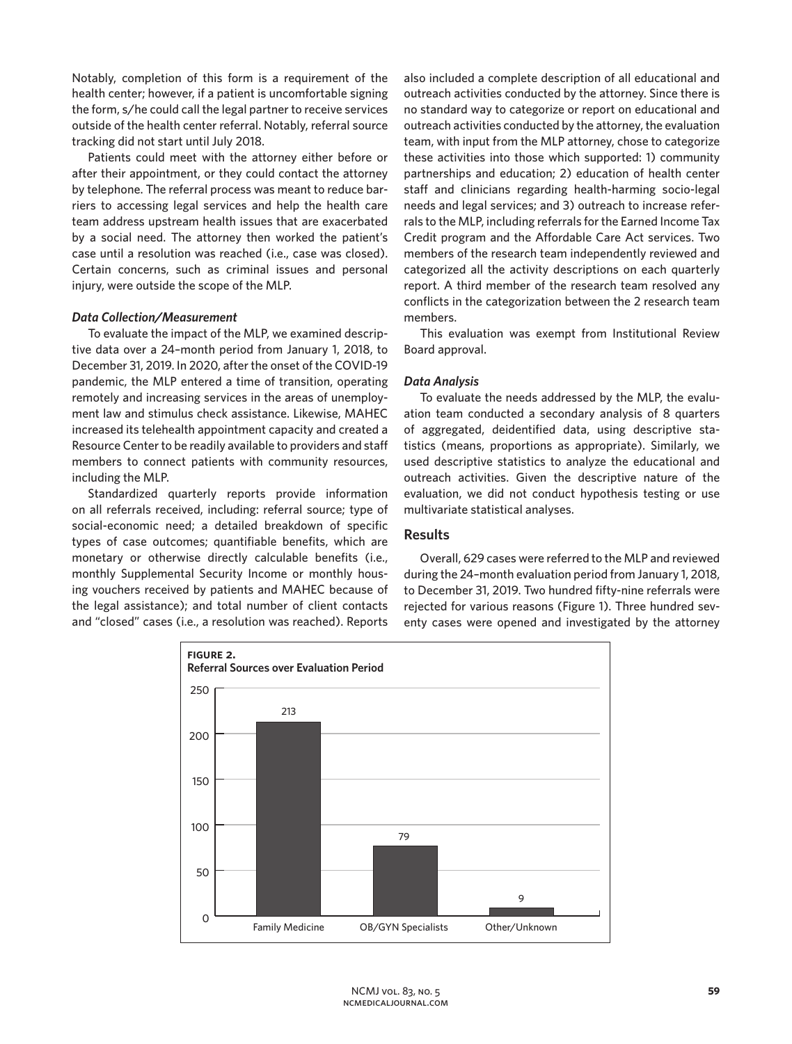Notably, completion of this form is a requirement of the health center; however, if a patient is uncomfortable signing the form, s/he could call the legal partner to receive services outside of the health center referral. Notably, referral source tracking did not start until July 2018.

Patients could meet with the attorney either before or after their appointment, or they could contact the attorney by telephone. The referral process was meant to reduce barriers to accessing legal services and help the health care team address upstream health issues that are exacerbated by a social need. The attorney then worked the patient's case until a resolution was reached (i.e., case was closed). Certain concerns, such as criminal issues and personal injury, were outside the scope of the MLP.

### *Data Collection/Measurement*

To evaluate the impact of the MLP, we examined descriptive data over a 24–month period from January 1, 2018, to December 31, 2019. In 2020, after the onset of the COVID-19 pandemic, the MLP entered a time of transition, operating remotely and increasing services in the areas of unemployment law and stimulus check assistance. Likewise, MAHEC increased its telehealth appointment capacity and created a Resource Center to be readily available to providers and staff members to connect patients with community resources, including the MLP.

Standardized quarterly reports provide information on all referrals received, including: referral source; type of social-economic need; a detailed breakdown of specific types of case outcomes; quantifiable benefits, which are monetary or otherwise directly calculable benefits (i.e., monthly Supplemental Security Income or monthly housing vouchers received by patients and MAHEC because of the legal assistance); and total number of client contacts and "closed" cases (i.e., a resolution was reached). Reports also included a complete description of all educational and outreach activities conducted by the attorney. Since there is no standard way to categorize or report on educational and outreach activities conducted by the attorney, the evaluation team, with input from the MLP attorney, chose to categorize these activities into those which supported: 1) community partnerships and education; 2) education of health center staff and clinicians regarding health-harming socio-legal needs and legal services; and 3) outreach to increase referrals to the MLP, including referrals for the Earned Income Tax Credit program and the Affordable Care Act services. Two members of the research team independently reviewed and categorized all the activity descriptions on each quarterly report. A third member of the research team resolved any conflicts in the categorization between the 2 research team members.

This evaluation was exempt from Institutional Review Board approval.

### *Data Analysis*

To evaluate the needs addressed by the MLP, the evaluation team conducted a secondary analysis of 8 quarters of aggregated, deidentified data, using descriptive statistics (means, proportions as appropriate). Similarly, we used descriptive statistics to analyze the educational and outreach activities. Given the descriptive nature of the evaluation, we did not conduct hypothesis testing or use multivariate statistical analyses.

## Results

Overall, 629 cases were referred to the MLP and reviewed during the 24–month evaluation period from January 1, 2018, to December 31, 2019. Two hundred fifty-nine referrals were rejected for various reasons (Figure 1). Three hundred seventy cases were opened and investigated by the attorney

**FIGURE 2.**
**Referral Sources over Evaluation Period**

| Referral Source | Count |
|---|---|
| Family Medicine | 213 |
| OB/GYN Specialists | 79 |
| Other/Unknown | 9 |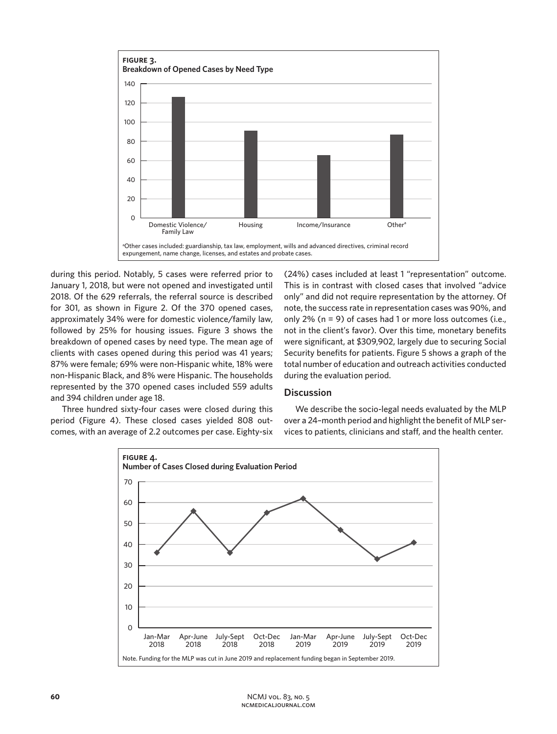**FIGURE 3.**
**Breakdown of Opened Cases by Need Type**

| Need Type | Opened Cases |
|---|---|
| Domestic Violence/ Family Law | ~126 |
| Housing | ~91 |
| Income/Insurance | ~65 |
| Other[a] | ~87 |

[a]Other cases included: guardianship, tax law, employment, wills and advanced directives, criminal record expungement, name change, licenses, and estates and probate cases.

during this period. Notably, 5 cases were referred prior to January 1, 2018, but were not opened and investigated until 2018. Of the 629 referrals, the referral source is described for 301, as shown in Figure 2. Of the 370 opened cases, approximately 34% were for domestic violence/family law, followed by 25% for housing issues. Figure 3 shows the breakdown of opened cases by need type. The mean age of clients with cases opened during this period was 41 years; 87% were female; 69% were non-Hispanic white, 18% were non-Hispanic Black, and 8% were Hispanic. The households represented by the 370 opened cases included 559 adults and 394 children under age 18.

Three hundred sixty-four cases were closed during this period (Figure 4). These closed cases yielded 808 outcomes, with an average of 2.2 outcomes per case. Eighty-six (24%) cases included at least 1 "representation" outcome. This is in contrast with closed cases that involved "advice only" and did not require representation by the attorney. Of note, the success rate in representation cases was 90%, and only 2% (n = 9) of cases had 1 or more loss outcomes (i.e., not in the client's favor). Over this time, monetary benefits were significant, at $309,902, largely due to securing Social Security benefits for patients. Figure 5 shows a graph of the total number of education and outreach activities conducted during the evaluation period.

## Discussion

We describe the socio-legal needs evaluated by the MLP over a 24–month period and highlight the benefit of MLP services to patients, clinicians and staff, and the health center.

**FIGURE 4.**
**Number of Cases Closed during Evaluation Period**

| Quarter | Cases Closed |
|---|---|
| Jan-Mar 2018 | ~36 |
| Apr-June 2018 | ~56 |
| July-Sept 2018 | ~36 |
| Oct-Dec 2018 | ~55 |
| Jan-Mar 2019 | ~62 |
| Apr-June 2019 | ~47 |
| July-Sept 2019 | ~33 |
| Oct-Dec 2019 | ~41 |

Note. Funding for the MLP was cut in June 2019 and replacement funding began in September 2019.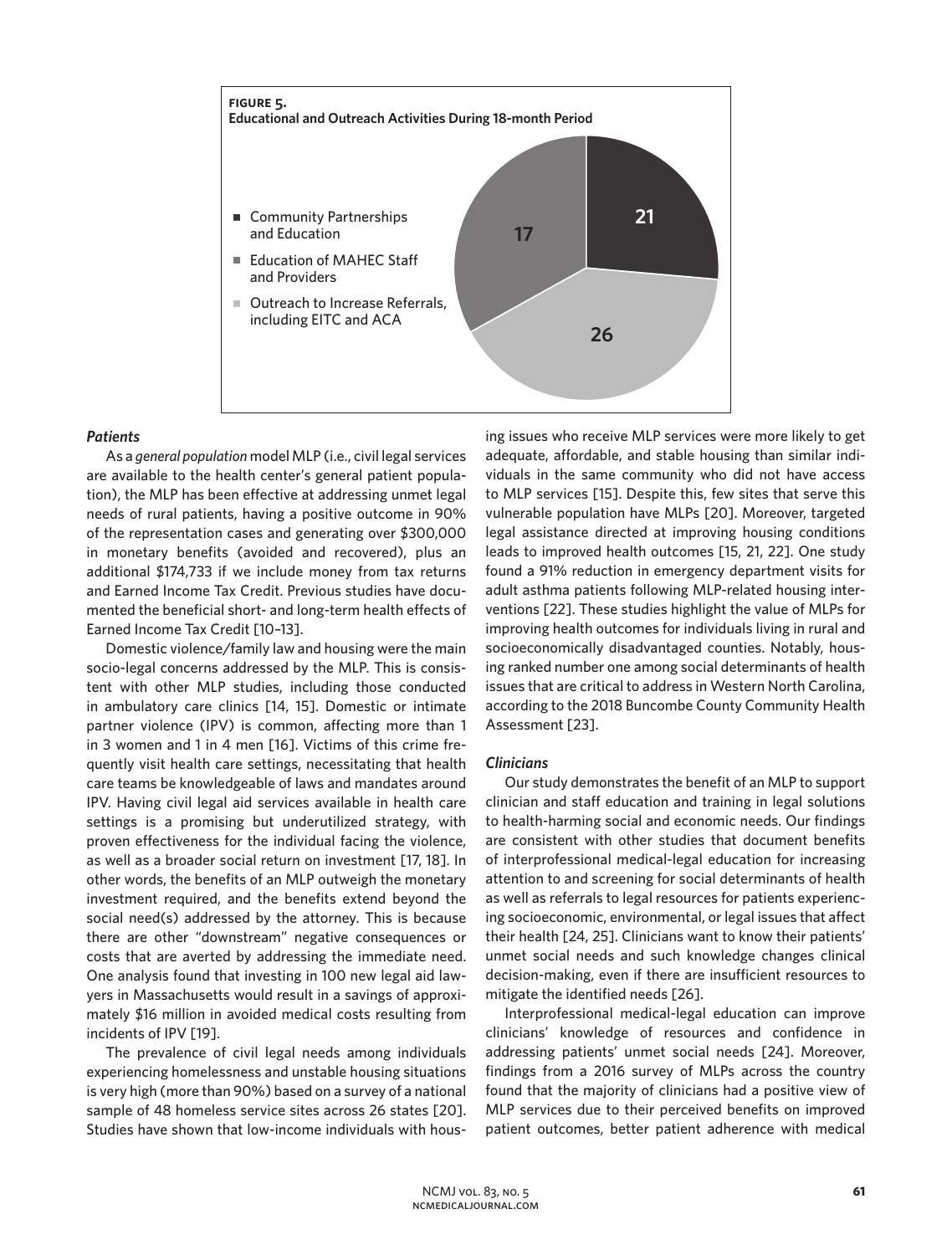**FIGURE 5.**
**Educational and Outreach Activities During 18-month Period**

- Community Partnerships and Education
- Education of MAHEC Staff and Providers
- Outreach to Increase Referrals, including EITC and ACA

21

17

26

### *Patients*

As a *general population* model MLP (i.e., civil legal services are available to the health center's general patient population), the MLP has been effective at addressing unmet legal needs of rural patients, having a positive outcome in 90% of the representation cases and generating over $300,000 in monetary benefits (avoided and recovered), plus an additional $174,733 if we include money from tax returns and Earned Income Tax Credit. Previous studies have documented the beneficial short- and long-term health effects of Earned Income Tax Credit [10–13].

Domestic violence/family law and housing were the main socio-legal concerns addressed by the MLP. This is consistent with other MLP studies, including those conducted in ambulatory care clinics [14, 15]. Domestic or intimate partner violence (IPV) is common, affecting more than 1 in 3 women and 1 in 4 men [16]. Victims of this crime frequently visit health care settings, necessitating that health care teams be knowledgeable of laws and mandates around IPV. Having civil legal aid services available in health care settings is a promising but underutilized strategy, with proven effectiveness for the individual facing the violence, as well as a broader social return on investment [17, 18]. In other words, the benefits of an MLP outweigh the monetary investment required, and the benefits extend beyond the social need(s) addressed by the attorney. This is because there are other "downstream" negative consequences or costs that are averted by addressing the immediate need. One analysis found that investing in 100 new legal aid lawyers in Massachusetts would result in a savings of approximately $16 million in avoided medical costs resulting from incidents of IPV [19].

The prevalence of civil legal needs among individuals experiencing homelessness and unstable housing situations is very high (more than 90%) based on a survey of a national sample of 48 homeless service sites across 26 states [20]. Studies have shown that low-income individuals with housing issues who receive MLP services were more likely to get adequate, affordable, and stable housing than similar individuals in the same community who did not have access to MLP services [15]. Despite this, few sites that serve this vulnerable population have MLPs [20]. Moreover, targeted legal assistance directed at improving housing conditions leads to improved health outcomes [15, 21, 22]. One study found a 91% reduction in emergency department visits for adult asthma patients following MLP-related housing interventions [22]. These studies highlight the value of MLPs for improving health outcomes for individuals living in rural and socioeconomically disadvantaged counties. Notably, housing ranked number one among social determinants of health issues that are critical to address in Western North Carolina, according to the 2018 Buncombe County Community Health Assessment [23].

### *Clinicians*

Our study demonstrates the benefit of an MLP to support clinician and staff education and training in legal solutions to health-harming social and economic needs. Our findings are consistent with other studies that document benefits of interprofessional medical-legal education for increasing attention to and screening for social determinants of health as well as referrals to legal resources for patients experiencing socioeconomic, environmental, or legal issues that affect their health [24, 25]. Clinicians want to know their patients' unmet social needs and such knowledge changes clinical decision-making, even if there are insufficient resources to mitigate the identified needs [26].

Interprofessional medical-legal education can improve clinicians' knowledge of resources and confidence in addressing patients' unmet social needs [24]. Moreover, findings from a 2016 survey of MLPs across the country found that the majority of clinicians had a positive view of MLP services due to their perceived benefits on improved patient outcomes, better patient adherence with medical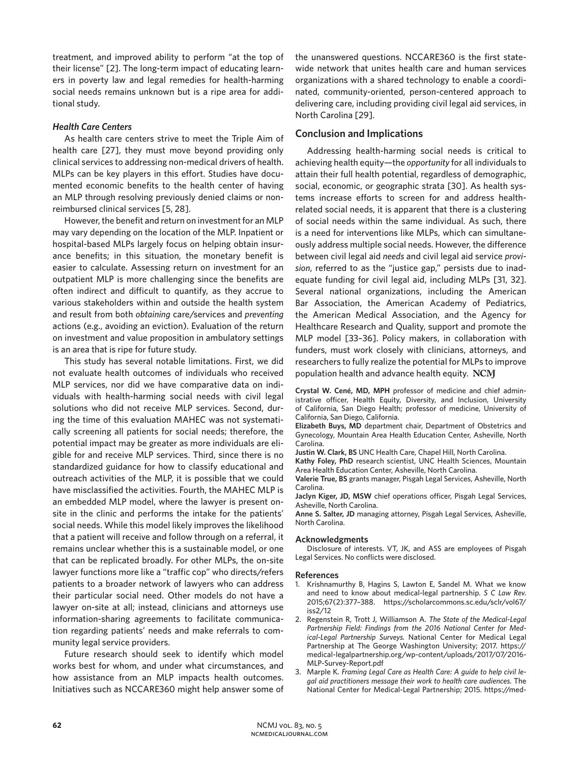treatment, and improved ability to perform "at the top of their license" [2]. The long-term impact of educating learners in poverty law and legal remedies for health-harming social needs remains unknown but is a ripe area for additional study.

### *Health Care Centers*

As health care centers strive to meet the Triple Aim of health care [27], they must move beyond providing only clinical services to addressing non-medical drivers of health. MLPs can be key players in this effort. Studies have documented economic benefits to the health center of having an MLP through resolving previously denied claims or non-reimbursed clinical services [5, 28].

However, the benefit and return on investment for an MLP may vary depending on the location of the MLP. Inpatient or hospital-based MLPs largely focus on helping obtain insurance benefits; in this situation, the monetary benefit is easier to calculate. Assessing return on investment for an outpatient MLP is more challenging since the benefits are often indirect and difficult to quantify, as they accrue to various stakeholders within and outside the health system and result from both *obtaining* care/services and *preventing* actions (e.g., avoiding an eviction). Evaluation of the return on investment and value proposition in ambulatory settings is an area that is ripe for future study.

This study has several notable limitations. First, we did not evaluate health outcomes of individuals who received MLP services, nor did we have comparative data on individuals with health-harming social needs with civil legal solutions who did not receive MLP services. Second, during the time of this evaluation MAHEC was not systematically screening all patients for social needs; therefore, the potential impact may be greater as more individuals are eligible for and receive MLP services. Third, since there is no standardized guidance for how to classify educational and outreach activities of the MLP, it is possible that we could have misclassified the activities. Fourth, the MAHEC MLP is an embedded MLP model, where the lawyer is present onsite in the clinic and performs the intake for the patients' social needs. While this model likely improves the likelihood that a patient will receive and follow through on a referral, it remains unclear whether this is a sustainable model, or one that can be replicated broadly. For other MLPs, the on-site lawyer functions more like a "traffic cop" who directs/refers patients to a broader network of lawyers who can address their particular social need. Other models do not have a lawyer on-site at all; instead, clinicians and attorneys use information-sharing agreements to facilitate communication regarding patients' needs and make referrals to community legal service providers.

Future research should seek to identify which model works best for whom, and under what circumstances, and how assistance from an MLP impacts health outcomes. Initiatives such as NCCARE360 might help answer some of the unanswered questions. NCCARE360 is the first statewide network that unites health care and human services organizations with a shared technology to enable a coordinated, community-oriented, person-centered approach to delivering care, including providing civil legal aid services, in North Carolina [29].

## Conclusion and Implications

Addressing health-harming social needs is critical to achieving health equity—the *opportunity* for all individuals to attain their full health potential, regardless of demographic, social, economic, or geographic strata [30]. As health systems increase efforts to screen for and address health-related social needs, it is apparent that there is a clustering of social needs within the same individual. As such, there is a need for interventions like MLPs, which can simultaneously address multiple social needs. However, the difference between civil legal aid *needs* and civil legal aid service *provision*, referred to as the "justice gap," persists due to inadequate funding for civil legal aid, including MLPs [31, 32]. Several national organizations, including the American Bar Association, the American Academy of Pediatrics, the American Medical Association, and the Agency for Healthcare Research and Quality, support and promote the MLP model [33–36]. Policy makers, in collaboration with funders, must work closely with clinicians, attorneys, and researchers to fully realize the potential for MLPs to improve population health and advance health equity. **NCMJ**

**Crystal W. Cené, MD, MPH** professor of medicine and chief administrative officer, Health Equity, Diversity, and Inclusion, University of California, San Diego Health; professor of medicine, University of California, San Diego, California.
**Elizabeth Buys, MD** department chair, Department of Obstetrics and Gynecology, Mountain Area Health Education Center, Asheville, North Carolina.
**Justin W. Clark, BS** UNC Health Care, Chapel Hill, North Carolina.
**Kathy Foley, PhD** research scientist, UNC Health Sciences, Mountain Area Health Education Center, Asheville, North Carolina.
**Valerie True, BS** grants manager, Pisgah Legal Services, Asheville, North Carolina.
**Jaclyn Kiger, JD, MSW** chief operations officer, Pisgah Legal Services, Asheville, North Carolina.
**Anne S. Salter, JD** managing attorney, Pisgah Legal Services, Asheville, North Carolina.

### Acknowledgments

Disclosure of interests. VT, JK, and ASS are employees of Pisgah Legal Services. No conflicts were disclosed.

### References

1. Krishnamurthy B, Hagins S, Lawton E, Sandel M. What we know and need to know about medical-legal partnership. *S C Law Rev.* 2015;67(2):377–388. https://scholarcommons.sc.edu/sclr/vol67/iss2/12
2. Regenstein R, Trott J, Williamson A. *The State of the Medical-Legal Partnership Field: Findings from the 2016 National Center for Medical-Legal Partnership Surveys.* National Center for Medical Legal Partnership at The George Washington University; 2017. https://medical-legalpartnership.org/wp-content/uploads/2017/07/2016-MLP-Survey-Report.pdf
3. Marple K. *Framing Legal Care as Health Care: A guide to help civil legal aid practitioners message their work to health care audiences.* The National Center for Medical-Legal Partnership; 2015. https://med-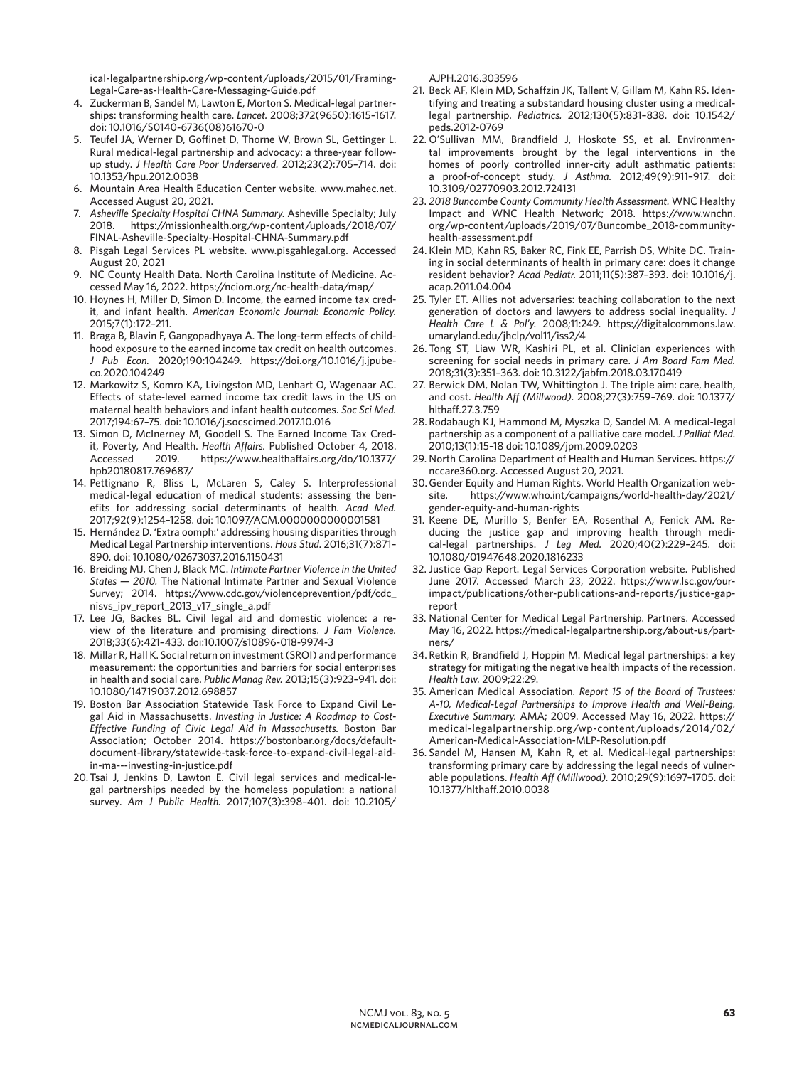ical-legalpartnership.org/wp-content/uploads/2015/01/Framing-Legal-Care-as-Health-Care-Messaging-Guide.pdf

4. Zuckerman B, Sandel M, Lawton E, Morton S. Medical-legal partnerships: transforming health care. *Lancet.* 2008;372(9650):1615–1617. doi: 10.1016/S0140-6736(08)61670-0
5. Teufel JA, Werner D, Goffinet D, Thorne W, Brown SL, Gettinger L. Rural medical-legal partnership and advocacy: a three-year follow-up study. *J Health Care Poor Underserved.* 2012;23(2):705–714. doi: 10.1353/hpu.2012.0038
6. Mountain Area Health Education Center website. www.mahec.net. Accessed August 20, 2021.
7. *Asheville Specialty Hospital CHNA Summary.* Asheville Specialty; July 2018. https://missionhealth.org/wp-content/uploads/2018/07/FINAL-Asheville-Specialty-Hospital-CHNA-Summary.pdf
8. Pisgah Legal Services PL website. www.pisgahlegal.org. Accessed August 20, 2021
9. NC County Health Data. North Carolina Institute of Medicine. Accessed May 16, 2022. https://nciom.org/nc-health-data/map/
10. Hoynes H, Miller D, Simon D. Income, the earned income tax credit, and infant health. *American Economic Journal: Economic Policy.* 2015;7(1):172–211.
11. Braga B, Blavin F, Gangopadhyaya A. The long-term effects of childhood exposure to the earned income tax credit on health outcomes. *J Pub Econ.* 2020;190:104249. https://doi.org/10.1016/j.jpubeco.2020.104249
12. Markowitz S, Komro KA, Livingston MD, Lenhart O, Wagenaar AC. Effects of state-level earned income tax credit laws in the US on maternal health behaviors and infant health outcomes. *Soc Sci Med.* 2017;194:67–75. doi: 10.1016/j.socscimed.2017.10.016
13. Simon D, McInerney M, Goodell S. The Earned Income Tax Credit, Poverty, And Health. *Health Affairs.* Published October 4, 2018. Accessed 2019. https://www.healthaffairs.org/do/10.1377/hpb20180817.769687/
14. Pettignano R, Bliss L, McLaren S, Caley S. Interprofessional medical-legal education of medical students: assessing the benefits for addressing social determinants of health. *Acad Med.* 2017;92(9):1254–1258. doi: 10.1097/ACM.0000000000001581
15. Hernández D. 'Extra oomph:' addressing housing disparities through Medical Legal Partnership interventions. *Hous Stud.* 2016;31(7):871–890. doi: 10.1080/02673037.2016.1150431
16. Breiding MJ, Chen J, Black MC. *Intimate Partner Violence in the United States — 2010.* The National Intimate Partner and Sexual Violence Survey; 2014. https://www.cdc.gov/violenceprevention/pdf/cdc_nisvs_ipv_report_2013_v17_single_a.pdf
17. Lee JG, Backes BL. Civil legal aid and domestic violence: a review of the literature and promising directions. *J Fam Violence.* 2018;33(6):421–433. doi:10.1007/s10896-018-9974-3
18. Millar R, Hall K. Social return on investment (SROI) and performance measurement: the opportunities and barriers for social enterprises in health and social care. *Public Manag Rev.* 2013;15(3):923–941. doi: 10.1080/14719037.2012.698857
19. Boston Bar Association Statewide Task Force to Expand Civil Legal Aid in Massachusetts. *Investing in Justice: A Roadmap to Cost-Effective Funding of Civic Legal Aid in Massachusetts.* Boston Bar Association; October 2014. https://bostonbar.org/docs/default-document-library/statewide-task-force-to-expand-civil-legal-aid-in-ma---investing-in-justice.pdf
20. Tsai J, Jenkins D, Lawton E. Civil legal services and medical-legal partnerships needed by the homeless population: a national survey. *Am J Public Health.* 2017;107(3):398–401. doi: 10.2105/AJPH.2016.303596
21. Beck AF, Klein MD, Schaffzin JK, Tallent V, Gillam M, Kahn RS. Identifying and treating a substandard housing cluster using a medical-legal partnership. *Pediatrics.* 2012;130(5):831–838. doi: 10.1542/peds.2012-0769
22. O'Sullivan MM, Brandfield J, Hoskote SS, et al. Environmental improvements brought by the legal interventions in the homes of poorly controlled inner-city adult asthmatic patients: a proof-of-concept study. *J Asthma.* 2012;49(9):911–917. doi: 10.3109/02770903.2012.724131
23. *2018 Buncombe County Community Health Assessment.* WNC Healthy Impact and WNC Health Network; 2018. https://www.wnchn.org/wp-content/uploads/2019/07/Buncombe_2018-community-health-assessment.pdf
24. Klein MD, Kahn RS, Baker RC, Fink EE, Parrish DS, White DC. Training in social determinants of health in primary care: does it change resident behavior? *Acad Pediatr.* 2011;11(5):387–393. doi: 10.1016/j.acap.2011.04.004
25. Tyler ET. Allies not adversaries: teaching collaboration to the next generation of doctors and lawyers to address social inequality. *J Health Care L & Pol'y.* 2008;11:249. https://digitalcommons.law.umaryland.edu/jhclp/vol11/iss2/4
26. Tong ST, Liaw WR, Kashiri PL, et al. Clinician experiences with screening for social needs in primary care. *J Am Board Fam Med.* 2018;31(3):351–363. doi: 10.3122/jabfm.2018.03.170419
27. Berwick DM, Nolan TW, Whittington J. The triple aim: care, health, and cost. *Health Aff (Millwood).* 2008;27(3):759–769. doi: 10.1377/hlthaff.27.3.759
28. Rodabaugh KJ, Hammond M, Myszka D, Sandel M. A medical-legal partnership as a component of a palliative care model. *J Palliat Med.* 2010;13(1):15–18 doi: 10.1089/jpm.2009.0203
29. North Carolina Department of Health and Human Services. https://nccare360.org. Accessed August 20, 2021.
30. Gender Equity and Human Rights. World Health Organization website. https://www.who.int/campaigns/world-health-day/2021/gender-equity-and-human-rights
31. Keene DE, Murillo S, Benfer EA, Rosenthal A, Fenick AM. Reducing the justice gap and improving health through medical-legal partnerships. *J Leg Med.* 2020;40(2):229–245. doi: 10.1080/01947648.2020.1816233
32. Justice Gap Report. Legal Services Corporation website. Published June 2017. Accessed March 23, 2022. https://www.lsc.gov/our-impact/publications/other-publications-and-reports/justice-gap-report
33. National Center for Medical Legal Partnership. Partners. Accessed May 16, 2022. https://medical-legalpartnership.org/about-us/partners/
34. Retkin R, Brandfield J, Hoppin M. Medical legal partnerships: a key strategy for mitigating the negative health impacts of the recession. *Health Law.* 2009;22:29.
35. American Medical Association. *Report 15 of the Board of Trustees: A-10, Medical-Legal Partnerships to Improve Health and Well-Being. Executive Summary.* AMA; 2009. Accessed May 16, 2022. https://medical-legalpartnership.org/wp-content/uploads/2014/02/American-Medical-Association-MLP-Resolution.pdf
36. Sandel M, Hansen M, Kahn R, et al. Medical-legal partnerships: transforming primary care by addressing the legal needs of vulnerable populations. *Health Aff (Millwood).* 2010;29(9):1697–1705. doi: 10.1377/hlthaff.2010.0038